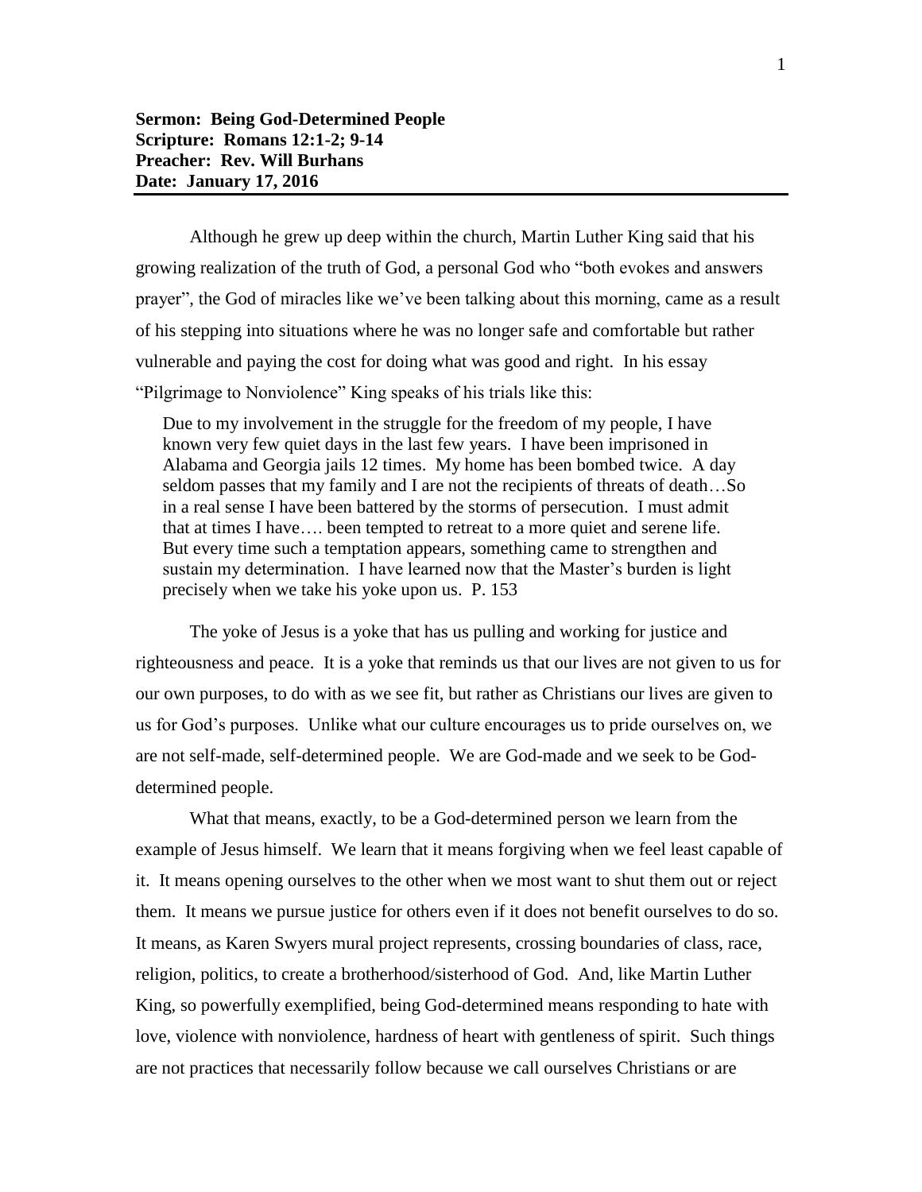**Sermon: Being God-Determined People**
**Scripture: Romans 12:1-2; 9-14**
**Preacher: Rev. Will Burhans**
**Date: January 17, 2016**

Although he grew up deep within the church, Martin Luther King said that his growing realization of the truth of God, a personal God who "both evokes and answers prayer", the God of miracles like we've been talking about this morning, came as a result of his stepping into situations where he was no longer safe and comfortable but rather vulnerable and paying the cost for doing what was good and right. In his essay "Pilgrimage to Nonviolence" King speaks of his trials like this:

> Due to my involvement in the struggle for the freedom of my people, I have known very few quiet days in the last few years. I have been imprisoned in Alabama and Georgia jails 12 times. My home has been bombed twice. A day seldom passes that my family and I are not the recipients of threats of death…So in a real sense I have been battered by the storms of persecution. I must admit that at times I have…. been tempted to retreat to a more quiet and serene life. But every time such a temptation appears, something came to strengthen and sustain my determination. I have learned now that the Master's burden is light precisely when we take his yoke upon us. P. 153

The yoke of Jesus is a yoke that has us pulling and working for justice and righteousness and peace. It is a yoke that reminds us that our lives are not given to us for our own purposes, to do with as we see fit, but rather as Christians our lives are given to us for God's purposes. Unlike what our culture encourages us to pride ourselves on, we are not self-made, self-determined people. We are God-made and we seek to be God-determined people.

What that means, exactly, to be a God-determined person we learn from the example of Jesus himself. We learn that it means forgiving when we feel least capable of it. It means opening ourselves to the other when we most want to shut them out or reject them. It means we pursue justice for others even if it does not benefit ourselves to do so. It means, as Karen Swyers mural project represents, crossing boundaries of class, race, religion, politics, to create a brotherhood/sisterhood of God. And, like Martin Luther King, so powerfully exemplified, being God-determined means responding to hate with love, violence with nonviolence, hardness of heart with gentleness of spirit. Such things are not practices that necessarily follow because we call ourselves Christians or are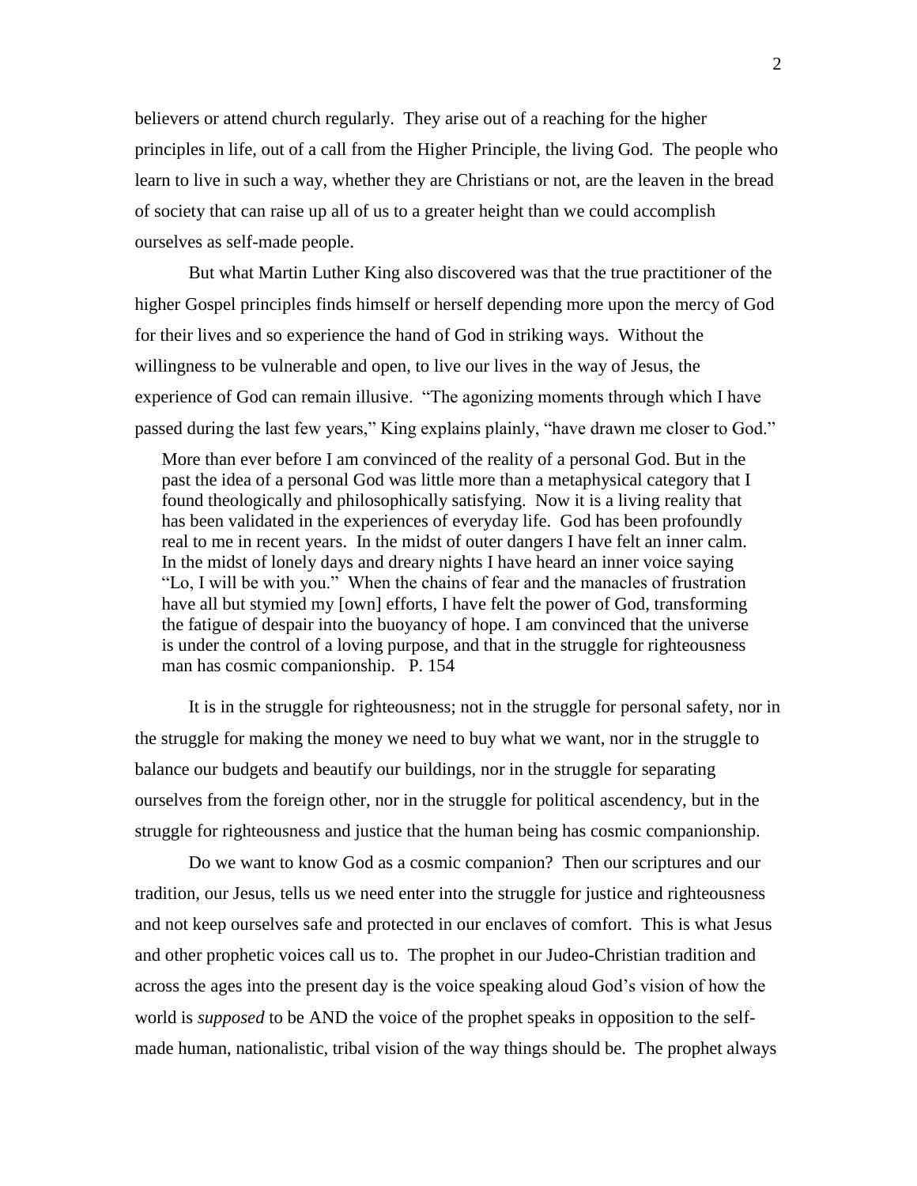believers or attend church regularly. They arise out of a reaching for the higher principles in life, out of a call from the Higher Principle, the living God. The people who learn to live in such a way, whether they are Christians or not, are the leaven in the bread of society that can raise up all of us to a greater height than we could accomplish ourselves as self-made people.

But what Martin Luther King also discovered was that the true practitioner of the higher Gospel principles finds himself or herself depending more upon the mercy of God for their lives and so experience the hand of God in striking ways. Without the willingness to be vulnerable and open, to live our lives in the way of Jesus, the experience of God can remain illusive. "The agonizing moments through which I have passed during the last few years," King explains plainly, "have drawn me closer to God."

> More than ever before I am convinced of the reality of a personal God. But in the past the idea of a personal God was little more than a metaphysical category that I found theologically and philosophically satisfying. Now it is a living reality that has been validated in the experiences of everyday life. God has been profoundly real to me in recent years. In the midst of outer dangers I have felt an inner calm. In the midst of lonely days and dreary nights I have heard an inner voice saying "Lo, I will be with you." When the chains of fear and the manacles of frustration have all but stymied my [own] efforts, I have felt the power of God, transforming the fatigue of despair into the buoyancy of hope. I am convinced that the universe is under the control of a loving purpose, and that in the struggle for righteousness man has cosmic companionship. P. 154

It is in the struggle for righteousness; not in the struggle for personal safety, nor in the struggle for making the money we need to buy what we want, nor in the struggle to balance our budgets and beautify our buildings, nor in the struggle for separating ourselves from the foreign other, nor in the struggle for political ascendency, but in the struggle for righteousness and justice that the human being has cosmic companionship.

Do we want to know God as a cosmic companion? Then our scriptures and our tradition, our Jesus, tells us we need enter into the struggle for justice and righteousness and not keep ourselves safe and protected in our enclaves of comfort. This is what Jesus and other prophetic voices call us to. The prophet in our Judeo-Christian tradition and across the ages into the present day is the voice speaking aloud God's vision of how the world is *supposed* to be AND the voice of the prophet speaks in opposition to the self-made human, nationalistic, tribal vision of the way things should be. The prophet always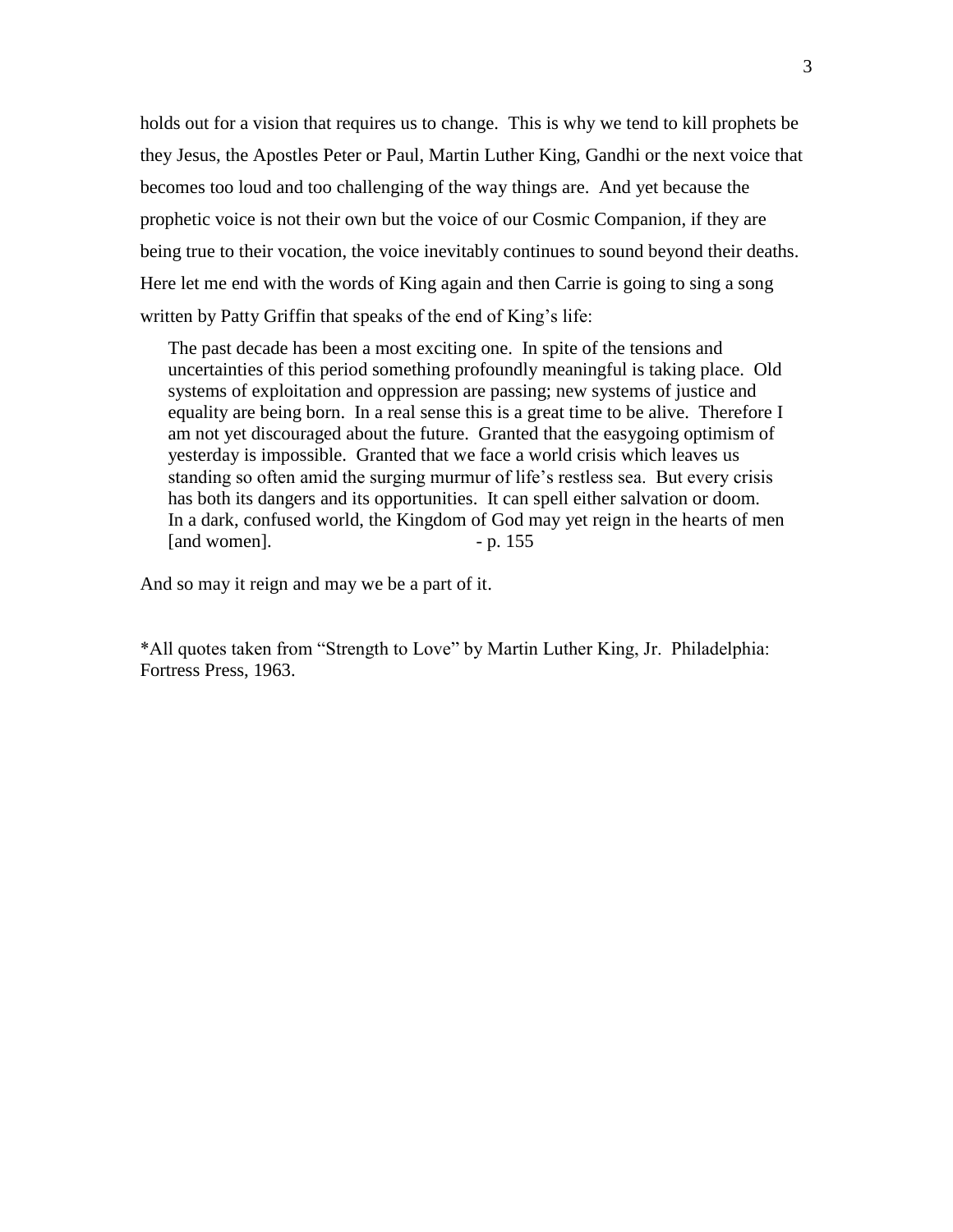holds out for a vision that requires us to change. This is why we tend to kill prophets be they Jesus, the Apostles Peter or Paul, Martin Luther King, Gandhi or the next voice that becomes too loud and too challenging of the way things are. And yet because the prophetic voice is not their own but the voice of our Cosmic Companion, if they are being true to their vocation, the voice inevitably continues to sound beyond their deaths. Here let me end with the words of King again and then Carrie is going to sing a song written by Patty Griffin that speaks of the end of King's life:

> The past decade has been a most exciting one. In spite of the tensions and uncertainties of this period something profoundly meaningful is taking place. Old systems of exploitation and oppression are passing; new systems of justice and equality are being born. In a real sense this is a great time to be alive. Therefore I am not yet discouraged about the future. Granted that the easygoing optimism of yesterday is impossible. Granted that we face a world crisis which leaves us standing so often amid the surging murmur of life's restless sea. But every crisis has both its dangers and its opportunities. It can spell either salvation or doom. In a dark, confused world, the Kingdom of God may yet reign in the hearts of men [and women]. - p. 155

And so may it reign and may we be a part of it.

*All quotes taken from "Strength to Love" by Martin Luther King, Jr. Philadelphia: Fortress Press, 1963.